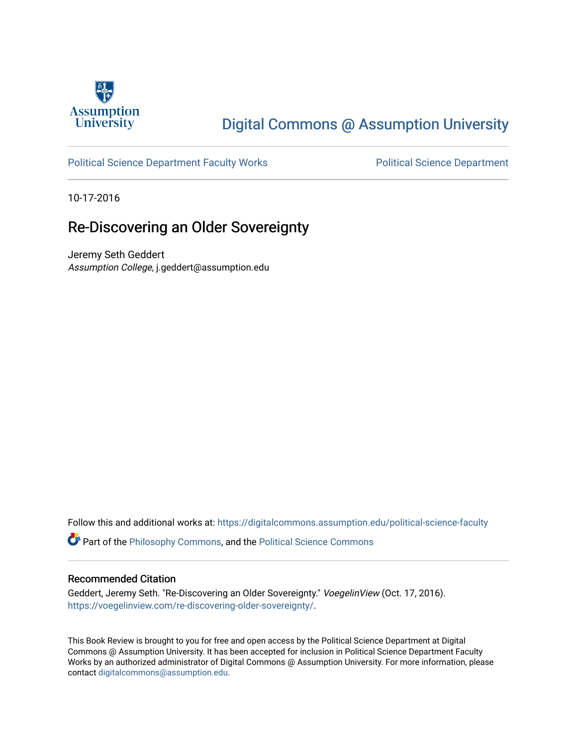Digital Commons @ Assumption University

Political Science Department Faculty Works | Political Science Department

10-17-2016

# Re-Discovering an Older Sovereignty

Jeremy Seth Geddert
*Assumption College*, j.geddert@assumption.edu

Follow this and additional works at: https://digitalcommons.assumption.edu/political-science-faculty

Part of the Philosophy Commons, and the Political Science Commons

## Recommended Citation

Geddert, Jeremy Seth. "Re-Discovering an Older Sovereignty." *VoegelinView* (Oct. 17, 2016). https://voegelinview.com/re-discovering-older-sovereignty/.

This Book Review is brought to you for free and open access by the Political Science Department at Digital Commons @ Assumption University. It has been accepted for inclusion in Political Science Department Faculty Works by an authorized administrator of Digital Commons @ Assumption University. For more information, please contact digitalcommons@assumption.edu.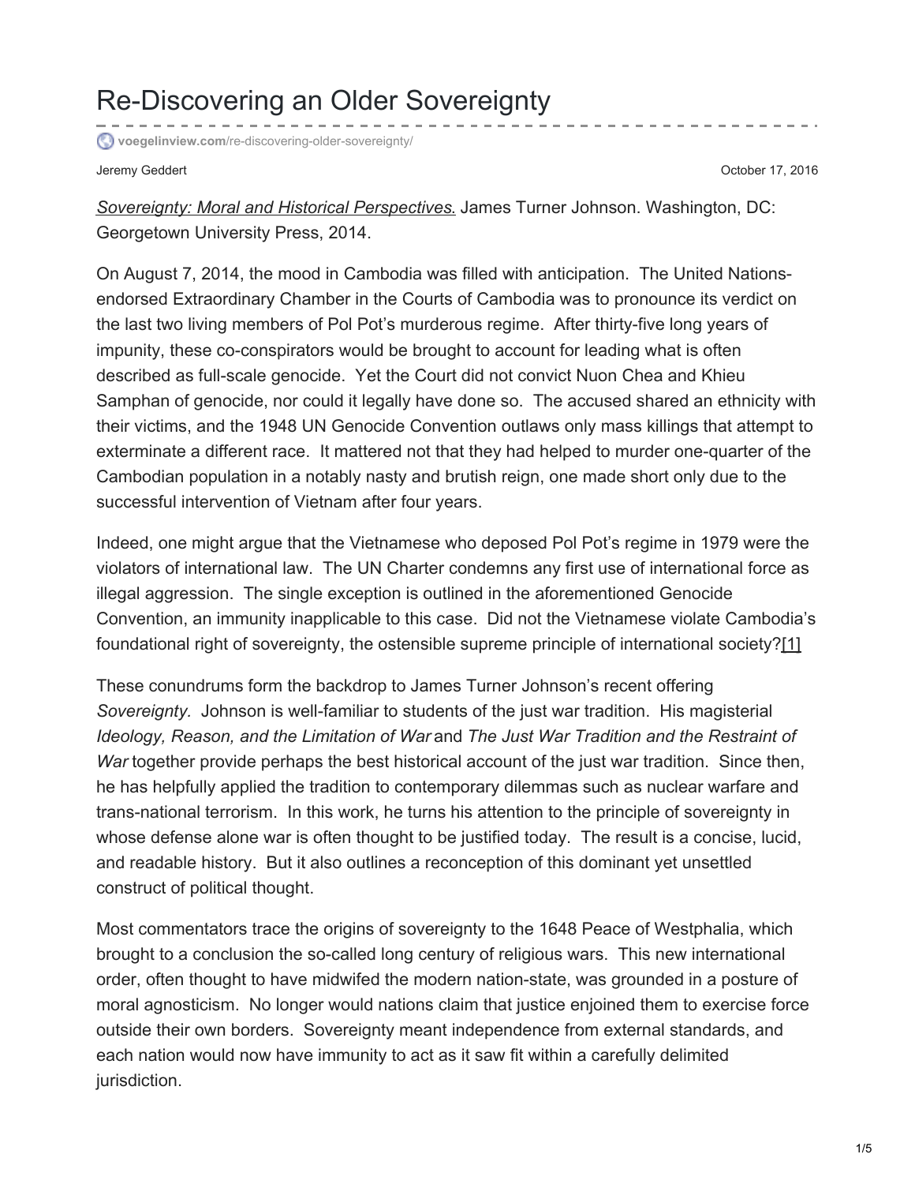# Re-Discovering an Older Sovereignty

voegelinview.com/re-discovering-older-sovereignty/

Jeremy Geddert

October 17, 2016

*Sovereignty: Moral and Historical Perspectives.* James Turner Johnson. Washington, DC: Georgetown University Press, 2014.

On August 7, 2014, the mood in Cambodia was filled with anticipation. The United Nations-endorsed Extraordinary Chamber in the Courts of Cambodia was to pronounce its verdict on the last two living members of Pol Pot's murderous regime. After thirty-five long years of impunity, these co-conspirators would be brought to account for leading what is often described as full-scale genocide. Yet the Court did not convict Nuon Chea and Khieu Samphan of genocide, nor could it legally have done so. The accused shared an ethnicity with their victims, and the 1948 UN Genocide Convention outlaws only mass killings that attempt to exterminate a different race. It mattered not that they had helped to murder one-quarter of the Cambodian population in a notably nasty and brutish reign, one made short only due to the successful intervention of Vietnam after four years.

Indeed, one might argue that the Vietnamese who deposed Pol Pot's regime in 1979 were the violators of international law. The UN Charter condemns any first use of international force as illegal aggression. The single exception is outlined in the aforementioned Genocide Convention, an immunity inapplicable to this case. Did not the Vietnamese violate Cambodia's foundational right of sovereignty, the ostensible supreme principle of international society?[1]

These conundrums form the backdrop to James Turner Johnson's recent offering *Sovereignty.* Johnson is well-familiar to students of the just war tradition. His magisterial *Ideology, Reason, and the Limitation of War* and *The Just War Tradition and the Restraint of War* together provide perhaps the best historical account of the just war tradition. Since then, he has helpfully applied the tradition to contemporary dilemmas such as nuclear warfare and trans-national terrorism. In this work, he turns his attention to the principle of sovereignty in whose defense alone war is often thought to be justified today. The result is a concise, lucid, and readable history. But it also outlines a reconception of this dominant yet unsettled construct of political thought.

Most commentators trace the origins of sovereignty to the 1648 Peace of Westphalia, which brought to a conclusion the so-called long century of religious wars. This new international order, often thought to have midwifed the modern nation-state, was grounded in a posture of moral agnosticism. No longer would nations claim that justice enjoined them to exercise force outside their own borders. Sovereignty meant independence from external standards, and each nation would now have immunity to act as it saw fit within a carefully delimited jurisdiction.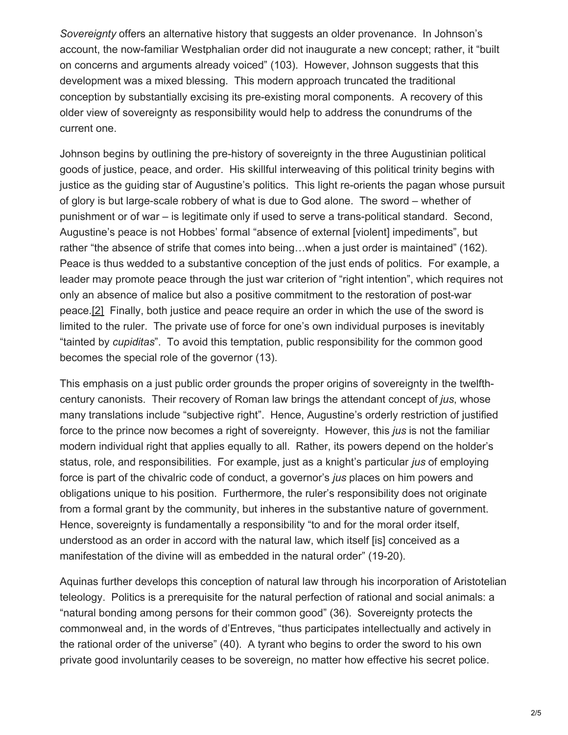*Sovereignty* offers an alternative history that suggests an older provenance. In Johnson's account, the now-familiar Westphalian order did not inaugurate a new concept; rather, it "built on concerns and arguments already voiced" (103). However, Johnson suggests that this development was a mixed blessing. This modern approach truncated the traditional conception by substantially excising its pre-existing moral components. A recovery of this older view of sovereignty as responsibility would help to address the conundrums of the current one.

Johnson begins by outlining the pre-history of sovereignty in the three Augustinian political goods of justice, peace, and order. His skillful interweaving of this political trinity begins with justice as the guiding star of Augustine's politics. This light re-orients the pagan whose pursuit of glory is but large-scale robbery of what is due to God alone. The sword – whether of punishment or of war – is legitimate only if used to serve a trans-political standard. Second, Augustine's peace is not Hobbes' formal "absence of external [violent] impediments", but rather "the absence of strife that comes into being…when a just order is maintained" (162). Peace is thus wedded to a substantive conception of the just ends of politics. For example, a leader may promote peace through the just war criterion of "right intention", which requires not only an absence of malice but also a positive commitment to the restoration of post-war peace.[2] Finally, both justice and peace require an order in which the use of the sword is limited to the ruler. The private use of force for one's own individual purposes is inevitably "tainted by *cupiditas*". To avoid this temptation, public responsibility for the common good becomes the special role of the governor (13).

This emphasis on a just public order grounds the proper origins of sovereignty in the twelfth-century canonists. Their recovery of Roman law brings the attendant concept of *jus*, whose many translations include "subjective right". Hence, Augustine's orderly restriction of justified force to the prince now becomes a right of sovereignty. However, this *jus* is not the familiar modern individual right that applies equally to all. Rather, its powers depend on the holder's status, role, and responsibilities. For example, just as a knight's particular *jus* of employing force is part of the chivalric code of conduct, a governor's *jus* places on him powers and obligations unique to his position. Furthermore, the ruler's responsibility does not originate from a formal grant by the community, but inheres in the substantive nature of government. Hence, sovereignty is fundamentally a responsibility "to and for the moral order itself, understood as an order in accord with the natural law, which itself [is] conceived as a manifestation of the divine will as embedded in the natural order" (19-20).

Aquinas further develops this conception of natural law through his incorporation of Aristotelian teleology. Politics is a prerequisite for the natural perfection of rational and social animals: a "natural bonding among persons for their common good" (36). Sovereignty protects the commonweal and, in the words of d'Entreves, "thus participates intellectually and actively in the rational order of the universe" (40). A tyrant who begins to order the sword to his own private good involuntarily ceases to be sovereign, no matter how effective his secret police.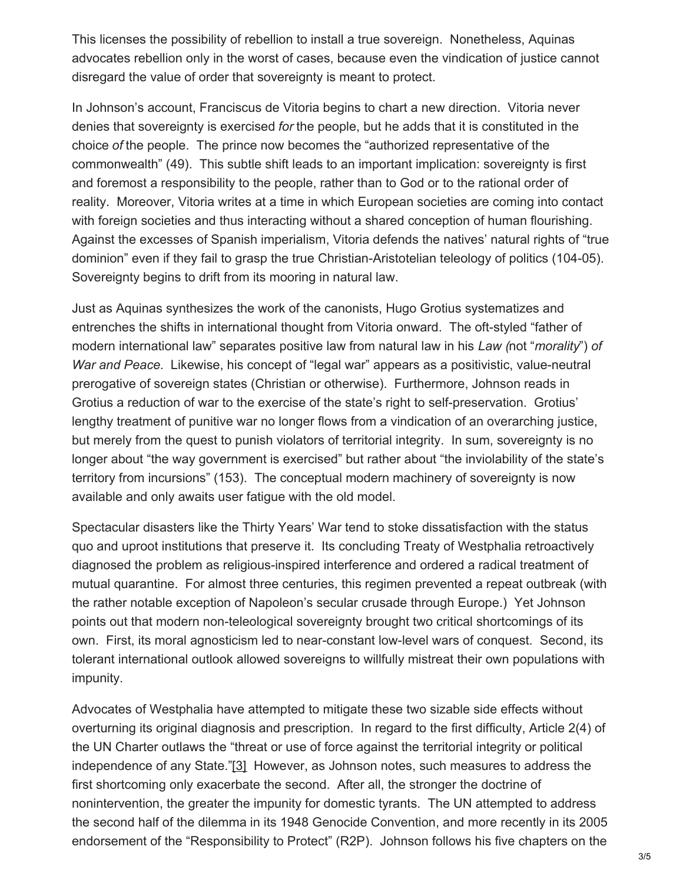This licenses the possibility of rebellion to install a true sovereign. Nonetheless, Aquinas advocates rebellion only in the worst of cases, because even the vindication of justice cannot disregard the value of order that sovereignty is meant to protect.

In Johnson's account, Franciscus de Vitoria begins to chart a new direction. Vitoria never denies that sovereignty is exercised *for* the people, but he adds that it is constituted in the choice *of* the people. The prince now becomes the "authorized representative of the commonwealth" (49). This subtle shift leads to an important implication: sovereignty is first and foremost a responsibility to the people, rather than to God or to the rational order of reality. Moreover, Vitoria writes at a time in which European societies are coming into contact with foreign societies and thus interacting without a shared conception of human flourishing. Against the excesses of Spanish imperialism, Vitoria defends the natives' natural rights of "true dominion" even if they fail to grasp the true Christian-Aristotelian teleology of politics (104-05). Sovereignty begins to drift from its mooring in natural law.

Just as Aquinas synthesizes the work of the canonists, Hugo Grotius systematizes and entrenches the shifts in international thought from Vitoria onward. The oft-styled "father of modern international law" separates positive law from natural law in his *Law (*not "*morality*"*) of War and Peace.* Likewise, his concept of "legal war" appears as a positivistic, value-neutral prerogative of sovereign states (Christian or otherwise). Furthermore, Johnson reads in Grotius a reduction of war to the exercise of the state's right to self-preservation. Grotius' lengthy treatment of punitive war no longer flows from a vindication of an overarching justice, but merely from the quest to punish violators of territorial integrity. In sum, sovereignty is no longer about "the way government is exercised" but rather about "the inviolability of the state's territory from incursions" (153). The conceptual modern machinery of sovereignty is now available and only awaits user fatigue with the old model.

Spectacular disasters like the Thirty Years' War tend to stoke dissatisfaction with the status quo and uproot institutions that preserve it. Its concluding Treaty of Westphalia retroactively diagnosed the problem as religious-inspired interference and ordered a radical treatment of mutual quarantine. For almost three centuries, this regimen prevented a repeat outbreak (with the rather notable exception of Napoleon's secular crusade through Europe.) Yet Johnson points out that modern non-teleological sovereignty brought two critical shortcomings of its own. First, its moral agnosticism led to near-constant low-level wars of conquest. Second, its tolerant international outlook allowed sovereigns to willfully mistreat their own populations with impunity.

Advocates of Westphalia have attempted to mitigate these two sizable side effects without overturning its original diagnosis and prescription. In regard to the first difficulty, Article 2(4) of the UN Charter outlaws the "threat or use of force against the territorial integrity or political independence of any State."[3] However, as Johnson notes, such measures to address the first shortcoming only exacerbate the second. After all, the stronger the doctrine of nonintervention, the greater the impunity for domestic tyrants. The UN attempted to address the second half of the dilemma in its 1948 Genocide Convention, and more recently in its 2005 endorsement of the "Responsibility to Protect" (R2P). Johnson follows his five chapters on the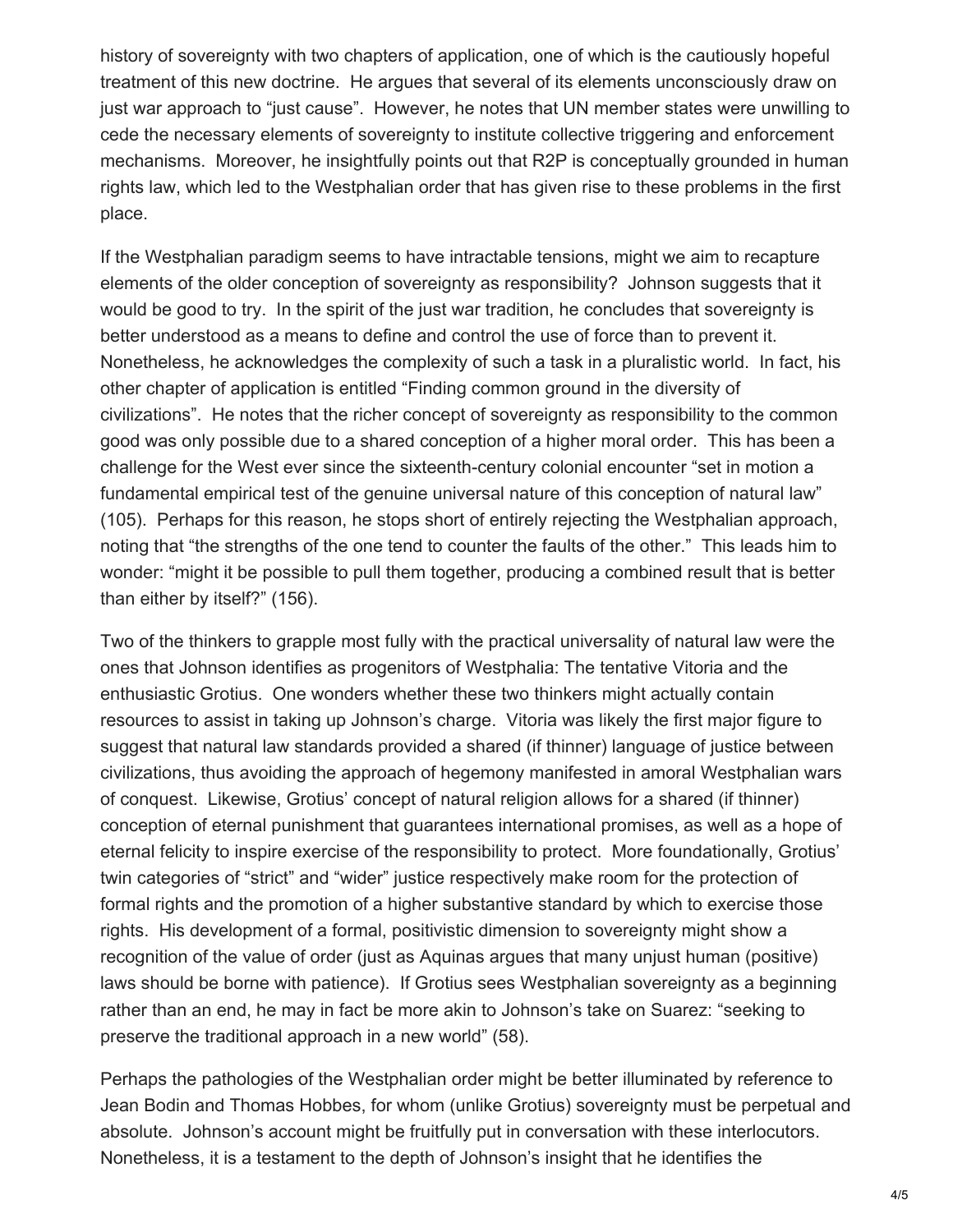history of sovereignty with two chapters of application, one of which is the cautiously hopeful treatment of this new doctrine. He argues that several of its elements unconsciously draw on just war approach to "just cause". However, he notes that UN member states were unwilling to cede the necessary elements of sovereignty to institute collective triggering and enforcement mechanisms. Moreover, he insightfully points out that R2P is conceptually grounded in human rights law, which led to the Westphalian order that has given rise to these problems in the first place.

If the Westphalian paradigm seems to have intractable tensions, might we aim to recapture elements of the older conception of sovereignty as responsibility? Johnson suggests that it would be good to try. In the spirit of the just war tradition, he concludes that sovereignty is better understood as a means to define and control the use of force than to prevent it. Nonetheless, he acknowledges the complexity of such a task in a pluralistic world. In fact, his other chapter of application is entitled "Finding common ground in the diversity of civilizations". He notes that the richer concept of sovereignty as responsibility to the common good was only possible due to a shared conception of a higher moral order. This has been a challenge for the West ever since the sixteenth-century colonial encounter "set in motion a fundamental empirical test of the genuine universal nature of this conception of natural law" (105). Perhaps for this reason, he stops short of entirely rejecting the Westphalian approach, noting that "the strengths of the one tend to counter the faults of the other." This leads him to wonder: "might it be possible to pull them together, producing a combined result that is better than either by itself?" (156).

Two of the thinkers to grapple most fully with the practical universality of natural law were the ones that Johnson identifies as progenitors of Westphalia: The tentative Vitoria and the enthusiastic Grotius. One wonders whether these two thinkers might actually contain resources to assist in taking up Johnson's charge. Vitoria was likely the first major figure to suggest that natural law standards provided a shared (if thinner) language of justice between civilizations, thus avoiding the approach of hegemony manifested in amoral Westphalian wars of conquest. Likewise, Grotius' concept of natural religion allows for a shared (if thinner) conception of eternal punishment that guarantees international promises, as well as a hope of eternal felicity to inspire exercise of the responsibility to protect. More foundationally, Grotius' twin categories of "strict" and "wider" justice respectively make room for the protection of formal rights and the promotion of a higher substantive standard by which to exercise those rights. His development of a formal, positivistic dimension to sovereignty might show a recognition of the value of order (just as Aquinas argues that many unjust human (positive) laws should be borne with patience). If Grotius sees Westphalian sovereignty as a beginning rather than an end, he may in fact be more akin to Johnson's take on Suarez: "seeking to preserve the traditional approach in a new world" (58).

Perhaps the pathologies of the Westphalian order might be better illuminated by reference to Jean Bodin and Thomas Hobbes, for whom (unlike Grotius) sovereignty must be perpetual and absolute. Johnson's account might be fruitfully put in conversation with these interlocutors. Nonetheless, it is a testament to the depth of Johnson's insight that he identifies the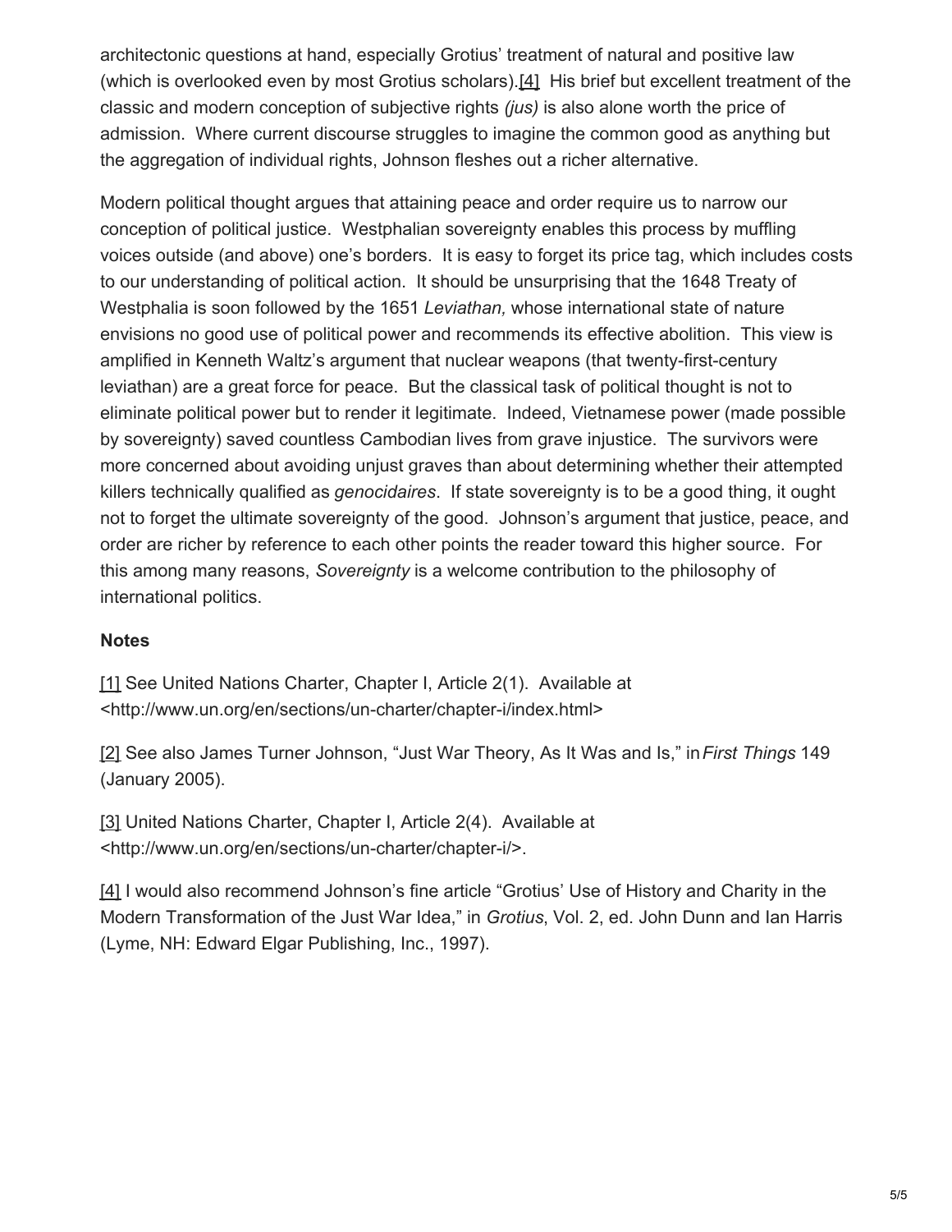architectonic questions at hand, especially Grotius' treatment of natural and positive law (which is overlooked even by most Grotius scholars).[4] His brief but excellent treatment of the classic and modern conception of subjective rights *(jus)* is also alone worth the price of admission. Where current discourse struggles to imagine the common good as anything but the aggregation of individual rights, Johnson fleshes out a richer alternative.

Modern political thought argues that attaining peace and order require us to narrow our conception of political justice. Westphalian sovereignty enables this process by muffling voices outside (and above) one's borders. It is easy to forget its price tag, which includes costs to our understanding of political action. It should be unsurprising that the 1648 Treaty of Westphalia is soon followed by the 1651 *Leviathan,* whose international state of nature envisions no good use of political power and recommends its effective abolition. This view is amplified in Kenneth Waltz's argument that nuclear weapons (that twenty-first-century leviathan) are a great force for peace. But the classical task of political thought is not to eliminate political power but to render it legitimate. Indeed, Vietnamese power (made possible by sovereignty) saved countless Cambodian lives from grave injustice. The survivors were more concerned about avoiding unjust graves than about determining whether their attempted killers technically qualified as *genocidaires*. If state sovereignty is to be a good thing, it ought not to forget the ultimate sovereignty of the good. Johnson's argument that justice, peace, and order are richer by reference to each other points the reader toward this higher source. For this among many reasons, *Sovereignty* is a welcome contribution to the philosophy of international politics.

**Notes**

[1] See United Nations Charter, Chapter I, Article 2(1). Available at <http://www.un.org/en/sections/un-charter/chapter-i/index.html>

[2] See also James Turner Johnson, "Just War Theory, As It Was and Is," in *First Things* 149 (January 2005).

[3] United Nations Charter, Chapter I, Article 2(4). Available at <http://www.un.org/en/sections/un-charter/chapter-i/>.

[4] I would also recommend Johnson's fine article "Grotius' Use of History and Charity in the Modern Transformation of the Just War Idea," in *Grotius*, Vol. 2, ed. John Dunn and Ian Harris (Lyme, NH: Edward Elgar Publishing, Inc., 1997).